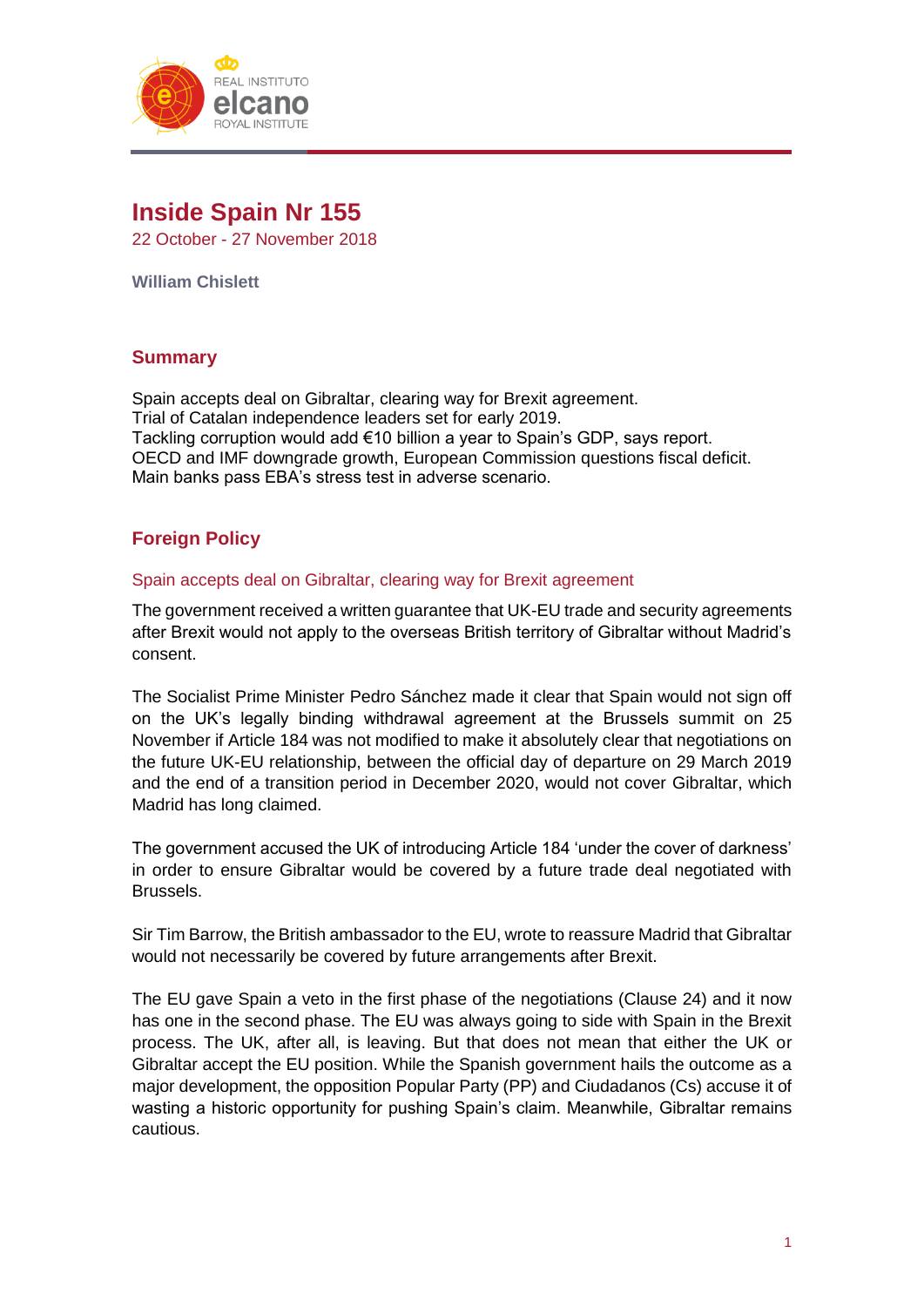# Inside Spain Nr 155

22 October - 27 November 2018

**William Chislett**

## Summary

Spain accepts deal on Gibraltar, clearing way for Brexit agreement.
Trial of Catalan independence leaders set for early 2019.
Tackling corruption would add €10 billion a year to Spain's GDP, says report.
OECD and IMF downgrade growth, European Commission questions fiscal deficit.
Main banks pass EBA's stress test in adverse scenario.

## Foreign Policy

### Spain accepts deal on Gibraltar, clearing way for Brexit agreement

The government received a written guarantee that UK-EU trade and security agreements after Brexit would not apply to the overseas British territory of Gibraltar without Madrid's consent.

The Socialist Prime Minister Pedro Sánchez made it clear that Spain would not sign off on the UK's legally binding withdrawal agreement at the Brussels summit on 25 November if Article 184 was not modified to make it absolutely clear that negotiations on the future UK-EU relationship, between the official day of departure on 29 March 2019 and the end of a transition period in December 2020, would not cover Gibraltar, which Madrid has long claimed.

The government accused the UK of introducing Article 184 'under the cover of darkness' in order to ensure Gibraltar would be covered by a future trade deal negotiated with Brussels.

Sir Tim Barrow, the British ambassador to the EU, wrote to reassure Madrid that Gibraltar would not necessarily be covered by future arrangements after Brexit.

The EU gave Spain a veto in the first phase of the negotiations (Clause 24) and it now has one in the second phase. The EU was always going to side with Spain in the Brexit process. The UK, after all, is leaving. But that does not mean that either the UK or Gibraltar accept the EU position. While the Spanish government hails the outcome as a major development, the opposition Popular Party (PP) and Ciudadanos (Cs) accuse it of wasting a historic opportunity for pushing Spain's claim. Meanwhile, Gibraltar remains cautious.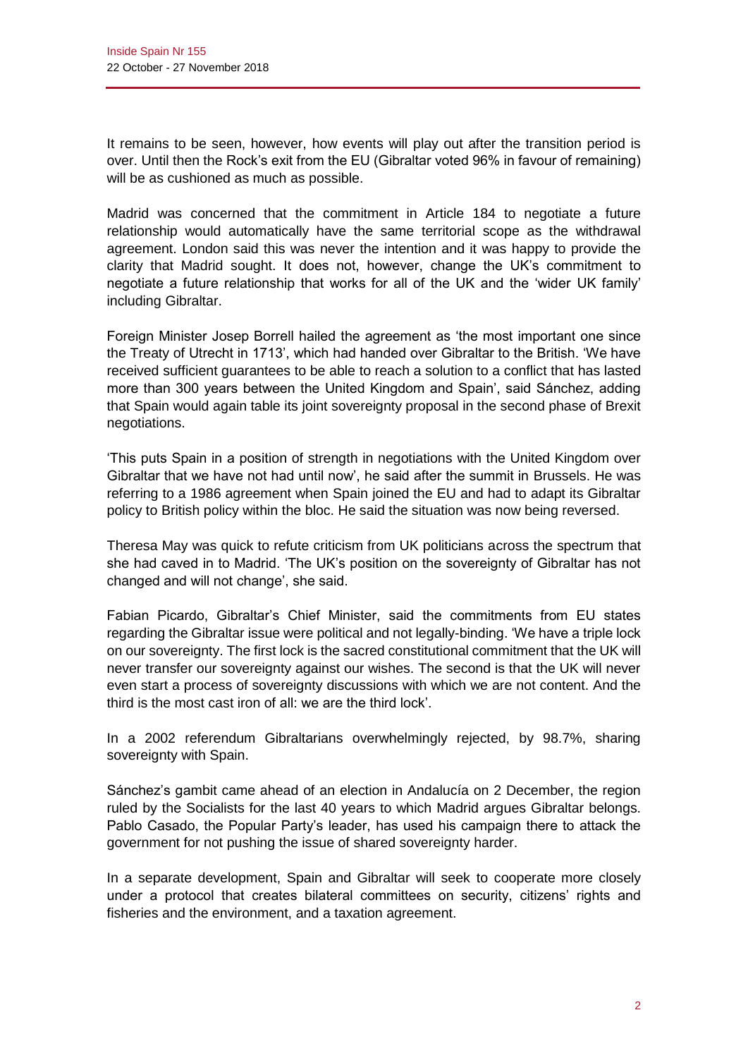It remains to be seen, however, how events will play out after the transition period is over. Until then the Rock's exit from the EU (Gibraltar voted 96% in favour of remaining) will be as cushioned as much as possible.

Madrid was concerned that the commitment in Article 184 to negotiate a future relationship would automatically have the same territorial scope as the withdrawal agreement. London said this was never the intention and it was happy to provide the clarity that Madrid sought. It does not, however, change the UK's commitment to negotiate a future relationship that works for all of the UK and the 'wider UK family' including Gibraltar.

Foreign Minister Josep Borrell hailed the agreement as 'the most important one since the Treaty of Utrecht in 1713', which had handed over Gibraltar to the British. 'We have received sufficient guarantees to be able to reach a solution to a conflict that has lasted more than 300 years between the United Kingdom and Spain', said Sánchez, adding that Spain would again table its joint sovereignty proposal in the second phase of Brexit negotiations.

'This puts Spain in a position of strength in negotiations with the United Kingdom over Gibraltar that we have not had until now', he said after the summit in Brussels. He was referring to a 1986 agreement when Spain joined the EU and had to adapt its Gibraltar policy to British policy within the bloc. He said the situation was now being reversed.

Theresa May was quick to refute criticism from UK politicians across the spectrum that she had caved in to Madrid. 'The UK's position on the sovereignty of Gibraltar has not changed and will not change', she said.

Fabian Picardo, Gibraltar's Chief Minister, said the commitments from EU states regarding the Gibraltar issue were political and not legally-binding. 'We have a triple lock on our sovereignty. The first lock is the sacred constitutional commitment that the UK will never transfer our sovereignty against our wishes. The second is that the UK will never even start a process of sovereignty discussions with which we are not content. And the third is the most cast iron of all: we are the third lock'.

In a 2002 referendum Gibraltarians overwhelmingly rejected, by 98.7%, sharing sovereignty with Spain.

Sánchez's gambit came ahead of an election in Andalucía on 2 December, the region ruled by the Socialists for the last 40 years to which Madrid argues Gibraltar belongs. Pablo Casado, the Popular Party's leader, has used his campaign there to attack the government for not pushing the issue of shared sovereignty harder.

In a separate development, Spain and Gibraltar will seek to cooperate more closely under a protocol that creates bilateral committees on security, citizens' rights and fisheries and the environment, and a taxation agreement.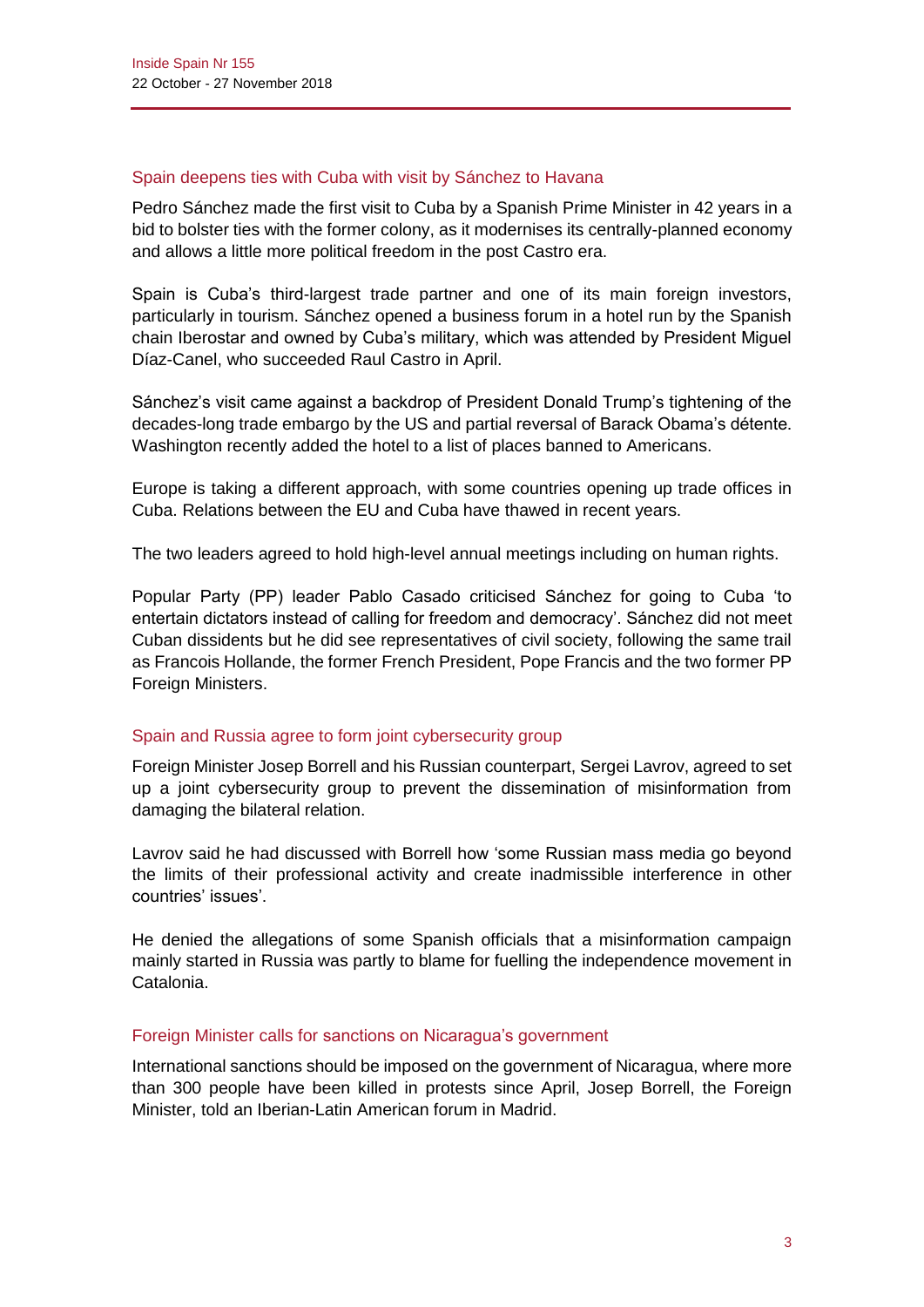## Spain deepens ties with Cuba with visit by Sánchez to Havana

Pedro Sánchez made the first visit to Cuba by a Spanish Prime Minister in 42 years in a bid to bolster ties with the former colony, as it modernises its centrally-planned economy and allows a little more political freedom in the post Castro era.

Spain is Cuba's third-largest trade partner and one of its main foreign investors, particularly in tourism. Sánchez opened a business forum in a hotel run by the Spanish chain Iberostar and owned by Cuba's military, which was attended by President Miguel Díaz-Canel, who succeeded Raul Castro in April.

Sánchez's visit came against a backdrop of President Donald Trump's tightening of the decades-long trade embargo by the US and partial reversal of Barack Obama's détente. Washington recently added the hotel to a list of places banned to Americans.

Europe is taking a different approach, with some countries opening up trade offices in Cuba. Relations between the EU and Cuba have thawed in recent years.

The two leaders agreed to hold high-level annual meetings including on human rights.

Popular Party (PP) leader Pablo Casado criticised Sánchez for going to Cuba 'to entertain dictators instead of calling for freedom and democracy'. Sánchez did not meet Cuban dissidents but he did see representatives of civil society, following the same trail as Francois Hollande, the former French President, Pope Francis and the two former PP Foreign Ministers.

## Spain and Russia agree to form joint cybersecurity group

Foreign Minister Josep Borrell and his Russian counterpart, Sergei Lavrov, agreed to set up a joint cybersecurity group to prevent the dissemination of misinformation from damaging the bilateral relation.

Lavrov said he had discussed with Borrell how 'some Russian mass media go beyond the limits of their professional activity and create inadmissible interference in other countries' issues'.

He denied the allegations of some Spanish officials that a misinformation campaign mainly started in Russia was partly to blame for fuelling the independence movement in Catalonia.

## Foreign Minister calls for sanctions on Nicaragua's government

International sanctions should be imposed on the government of Nicaragua, where more than 300 people have been killed in protests since April, Josep Borrell, the Foreign Minister, told an Iberian-Latin American forum in Madrid.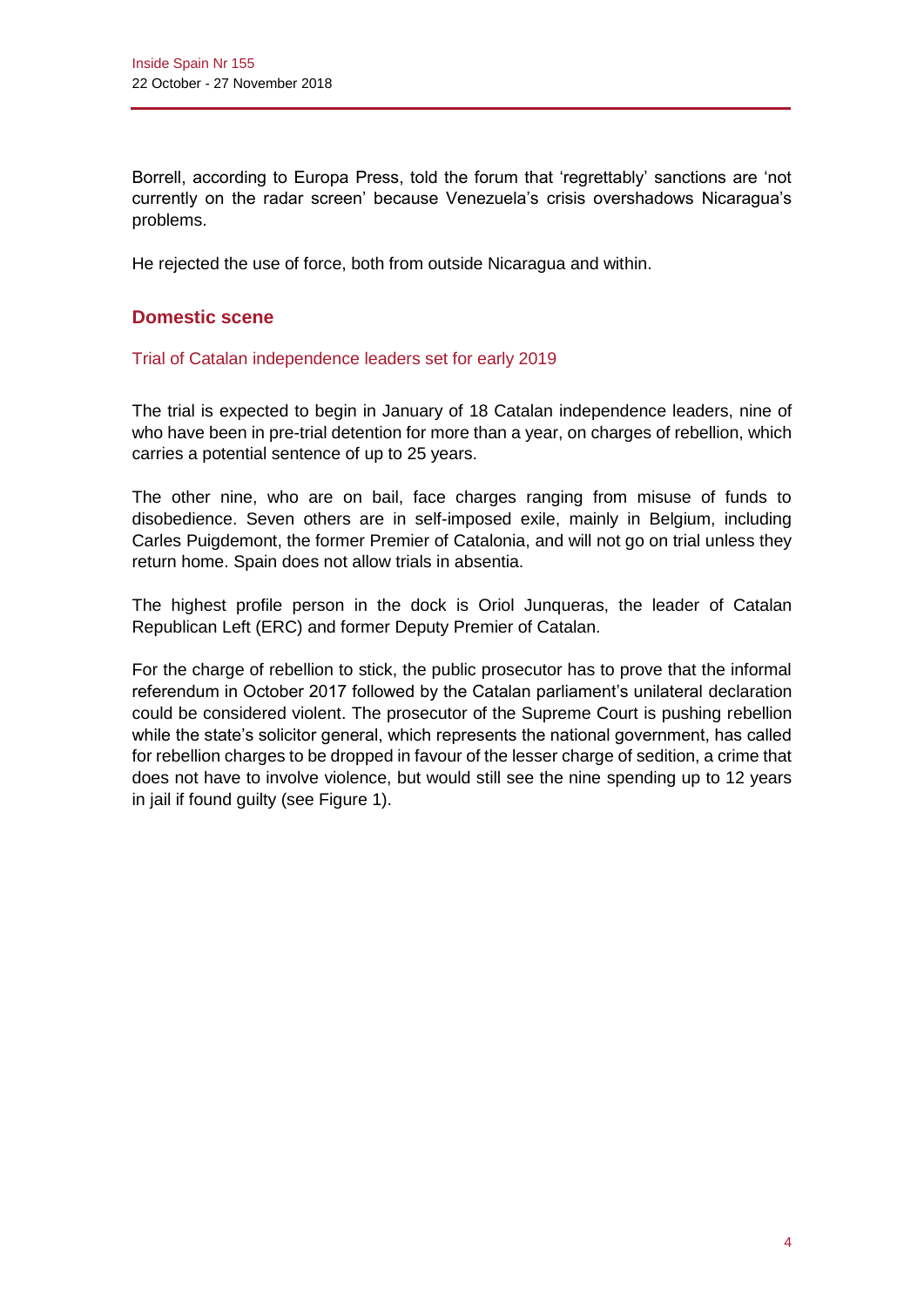Borrell, according to Europa Press, told the forum that 'regrettably' sanctions are 'not currently on the radar screen' because Venezuela's crisis overshadows Nicaragua's problems.

He rejected the use of force, both from outside Nicaragua and within.

## Domestic scene

### Trial of Catalan independence leaders set for early 2019

The trial is expected to begin in January of 18 Catalan independence leaders, nine of who have been in pre-trial detention for more than a year, on charges of rebellion, which carries a potential sentence of up to 25 years.

The other nine, who are on bail, face charges ranging from misuse of funds to disobedience. Seven others are in self-imposed exile, mainly in Belgium, including Carles Puigdemont, the former Premier of Catalonia, and will not go on trial unless they return home. Spain does not allow trials in absentia.

The highest profile person in the dock is Oriol Junqueras, the leader of Catalan Republican Left (ERC) and former Deputy Premier of Catalan.

For the charge of rebellion to stick, the public prosecutor has to prove that the informal referendum in October 2017 followed by the Catalan parliament's unilateral declaration could be considered violent. The prosecutor of the Supreme Court is pushing rebellion while the state's solicitor general, which represents the national government, has called for rebellion charges to be dropped in favour of the lesser charge of sedition, a crime that does not have to involve violence, but would still see the nine spending up to 12 years in jail if found guilty (see Figure 1).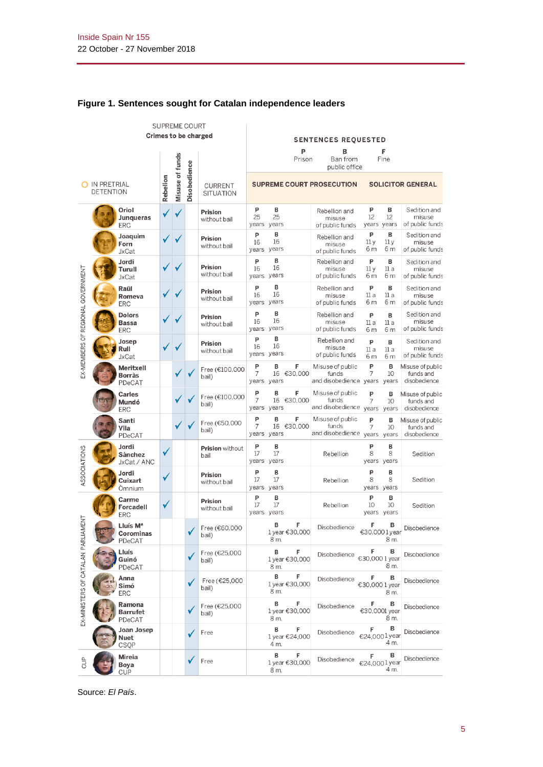**Figure 1. Sentences sought for Catalan independence leaders**

| Group | Name | Party | Rebellion | Misuse of funds | Disobedience | Current situation | Supreme Court Prosecution: sentences requested | Supreme Court Prosecution: crimes | Solicitor General: sentences requested | Solicitor General: crimes |
|---|---|---|---|---|---|---|---|---|---|---|
| Ex-members of regional government | Oriol Junqueras | ERC | ✓ | ✓ | | Prision without bail | P 25 years, B 25 years | Rebellion and misuse of public funds | P 12 years, B 12 years | Sedition and misuse of public funds |
| | Joaquim Forn | JxCat | ✓ | ✓ | | Prision without bail | P 16 years, B 16 years | Rebellion and misuse of public funds | P 11 y 6 m, B 11 y 6 m | Sedition and misuse of public funds |
| | Jordi Turull | JxCat | ✓ | ✓ | | Prision without bail | P 16 years, B 16 years | Rebellion and misuse of public funds | P 11 y 6 m, B 11 a 6 m | Sedition and misuse of public funds |
| | Raül Romeva | ERC | ✓ | ✓ | | Prision without bail | P 16 years, B 16 years | Rebellion and misuse of public funds | P 11 a 6 m, B 11 a 6 m | Sedition and misuse of public funds |
| | Dolors Bassa | ERC | ✓ | ✓ | | Prision without bail | P 16 years, B 16 years | Rebellion and misuse of public funds | P 11 a 6 m, B 11 a 6 m | Sedition and misuse of public funds |
| | Josep Rull | JxCat | ✓ | ✓ | | Prision without bail | P 16 years, B 16 years | Rebellion and misuse of public funds | P 11 a 6 m, B 11 a 6 m | Sedition and misuse of public funds |
| | Meritxell Borràs | PDeCAT | | ✓ | ✓ | Free (€100,000 bail) | P 7 years, B 16 years, F €30,000 | Misuse of public funds and disobedience | P 7 years, B 10 years | Misuse of public funds and disobedience |
| | Carles Mundó | ERC | | ✓ | ✓ | Free (€100,000 bail) | P 7 years, B 16 years, F €30,000 | Misuse of public funds and disobedience | P 7 years, B 10 years | Misuse of public funds and disobedience |
| | Santi Vila | PDeCAT | | ✓ | ✓ | Free (€50,000 bail) | P 7 years, B 16 years, F €30,000 | Misuse of public funds and disobedience | P 7 years, B 10 years | Misuse of public funds and disobedience |
| Associations | Jordi Sànchez | JxCat / ANC | ✓ | | | Prision without bail | P 17 years, B 17 years | Rebellion | P 8 years, B 8 years | Sedition |
| | Jordi Cuixart | Òmnium | ✓ | | | Prision without bail | P 17 years, B 17 years | Rebellion | P 8 years, B 8 years | Sedition |
| Ex-ministers of Catalan Parliament | Carme Forcadell | ERC | ✓ | | | Prision without bail | P 17 years, B 17 years | Rebellion | P 10 years, B 10 years | Sedition |
| | Lluís Mª Corominas | PDeCAT | | | ✓ | Free (€60,000 bail) | B 1 year 8 m., F €30,000 | Disobedience | F €30,000, B 1 year 8 m. | Disobedience |
| | Lluís Guinó | PDeCAT | | | ✓ | Free (€25,000 bail) | B 1 year 8 m., F €30,000 | Disobedience | F €30,000, B 1 year 8 m. | Disobedience |
| | Anna Simó | ERC | | | ✓ | Free (€25,000 bail) | B 1 year 8 m., F €30,000 | Disobedience | F €30,000, B 1 year 8 m. | Disobedience |
| | Ramona Barrufet | PDeCAT | | | ✓ | Free (€25,000 bail) | B 1 year 8 m., F €30,000 | Disobedience | F €30,000, B 1 year 8 m. | Disobedience |
| | Joan Josep Nuet | CSQP | | | ✓ | Free | B 1 year 4 m., F €24,000 | Disobedience | F €24,000, B 1 year 4 m. | Disobedience |
| CUP | Mireia Boya | CUP | | | ✓ | Free | B 1 year 8 m., F €30,000 | Disobedience | F €24,000, B 1 year 4 m. | Disobedience |

P = Prison; B = Ban from public office; F = Fine. ○ In pretrial detention.

Source: *El País*.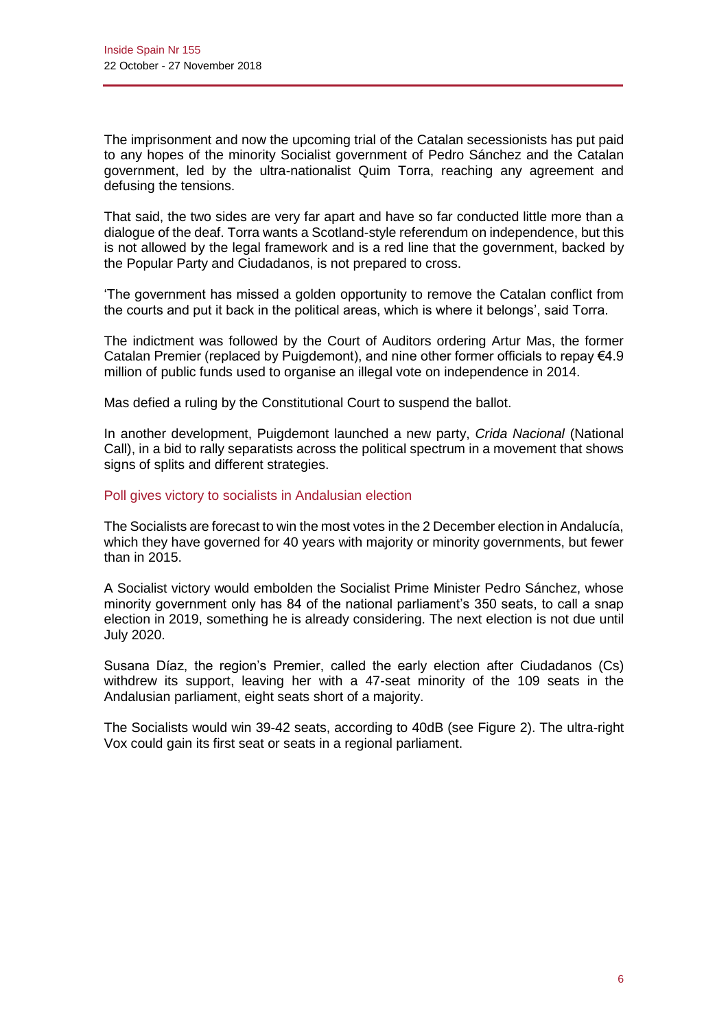The imprisonment and now the upcoming trial of the Catalan secessionists has put paid to any hopes of the minority Socialist government of Pedro Sánchez and the Catalan government, led by the ultra-nationalist Quim Torra, reaching any agreement and defusing the tensions.

That said, the two sides are very far apart and have so far conducted little more than a dialogue of the deaf. Torra wants a Scotland-style referendum on independence, but this is not allowed by the legal framework and is a red line that the government, backed by the Popular Party and Ciudadanos, is not prepared to cross.

'The government has missed a golden opportunity to remove the Catalan conflict from the courts and put it back in the political areas, which is where it belongs', said Torra.

The indictment was followed by the Court of Auditors ordering Artur Mas, the former Catalan Premier (replaced by Puigdemont), and nine other former officials to repay €4.9 million of public funds used to organise an illegal vote on independence in 2014.

Mas defied a ruling by the Constitutional Court to suspend the ballot.

In another development, Puigdemont launched a new party, *Crida Nacional* (National Call), in a bid to rally separatists across the political spectrum in a movement that shows signs of splits and different strategies.

### Poll gives victory to socialists in Andalusian election

The Socialists are forecast to win the most votes in the 2 December election in Andalucía, which they have governed for 40 years with majority or minority governments, but fewer than in 2015.

A Socialist victory would embolden the Socialist Prime Minister Pedro Sánchez, whose minority government only has 84 of the national parliament's 350 seats, to call a snap election in 2019, something he is already considering. The next election is not due until July 2020.

Susana Díaz, the region's Premier, called the early election after Ciudadanos (Cs) withdrew its support, leaving her with a 47-seat minority of the 109 seats in the Andalusian parliament, eight seats short of a majority.

The Socialists would win 39-42 seats, according to 40dB (see Figure 2). The ultra-right Vox could gain its first seat or seats in a regional parliament.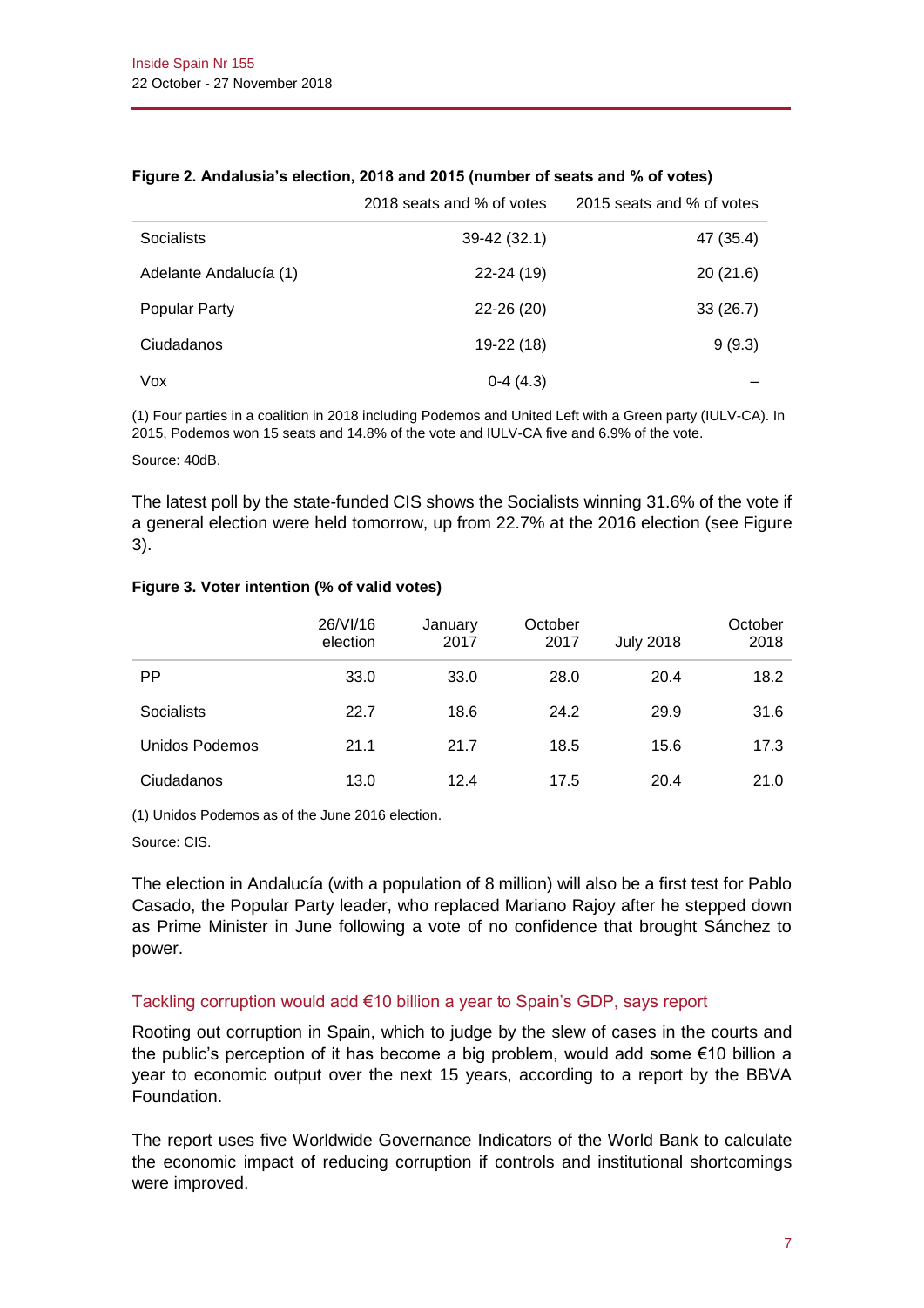**Figure 2. Andalusia's election, 2018 and 2015 (number of seats and % of votes)**

| | 2018 seats and % of votes | 2015 seats and % of votes |
|---|---|---|
| Socialists | 39-42 (32.1) | 47 (35.4) |
| Adelante Andalucía (1) | 22-24 (19) | 20 (21.6) |
| Popular Party | 22-26 (20) | 33 (26.7) |
| Ciudadanos | 19-22 (18) | 9 (9.3) |
| Vox | 0-4 (4.3) | – |

(1) Four parties in a coalition in 2018 including Podemos and United Left with a Green party (IULV-CA). In 2015, Podemos won 15 seats and 14.8% of the vote and IULV-CA five and 6.9% of the vote.

Source: 40dB.

The latest poll by the state-funded CIS shows the Socialists winning 31.6% of the vote if a general election were held tomorrow, up from 22.7% at the 2016 election (see Figure 3).

**Figure 3. Voter intention (% of valid votes)**

| | 26/VI/16 election | January 2017 | October 2017 | July 2018 | October 2018 |
|---|---|---|---|---|---|
| PP | 33.0 | 33.0 | 28.0 | 20.4 | 18.2 |
| Socialists | 22.7 | 18.6 | 24.2 | 29.9 | 31.6 |
| Unidos Podemos | 21.1 | 21.7 | 18.5 | 15.6 | 17.3 |
| Ciudadanos | 13.0 | 12.4 | 17.5 | 20.4 | 21.0 |

(1) Unidos Podemos as of the June 2016 election.

Source: CIS.

The election in Andalucía (with a population of 8 million) will also be a first test for Pablo Casado, the Popular Party leader, who replaced Mariano Rajoy after he stepped down as Prime Minister in June following a vote of no confidence that brought Sánchez to power.

### Tackling corruption would add €10 billion a year to Spain's GDP, says report

Rooting out corruption in Spain, which to judge by the slew of cases in the courts and the public's perception of it has become a big problem, would add some €10 billion a year to economic output over the next 15 years, according to a report by the BBVA Foundation.

The report uses five Worldwide Governance Indicators of the World Bank to calculate the economic impact of reducing corruption if controls and institutional shortcomings were improved.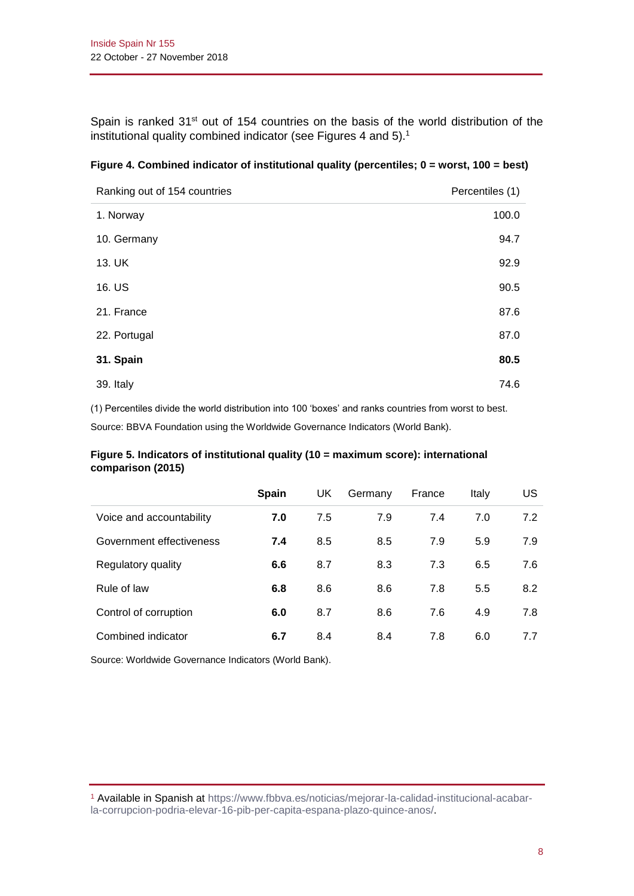Spain is ranked 31st out of 154 countries on the basis of the world distribution of the institutional quality combined indicator (see Figures 4 and 5).[1]

**Figure 4. Combined indicator of institutional quality (percentiles; 0 = worst, 100 = best)**

| Ranking out of 154 countries | Percentiles (1) |
|---|---|
| 1. Norway | 100.0 |
| 10. Germany | 94.7 |
| 13. UK | 92.9 |
| 16. US | 90.5 |
| 21. France | 87.6 |
| 22. Portugal | 87.0 |
| **31. Spain** | **80.5** |
| 39. Italy | 74.6 |

(1) Percentiles divide the world distribution into 100 'boxes' and ranks countries from worst to best.

Source: BBVA Foundation using the Worldwide Governance Indicators (World Bank).

**Figure 5. Indicators of institutional quality (10 = maximum score): international comparison (2015)**

| | **Spain** | UK | Germany | France | Italy | US |
|---|---|---|---|---|---|---|
| Voice and accountability | **7.0** | 7.5 | 7.9 | 7.4 | 7.0 | 7.2 |
| Government effectiveness | **7.4** | 8.5 | 8.5 | 7.9 | 5.9 | 7.9 |
| Regulatory quality | **6.6** | 8.7 | 8.3 | 7.3 | 6.5 | 7.6 |
| Rule of law | **6.8** | 8.6 | 8.6 | 7.8 | 5.5 | 8.2 |
| Control of corruption | **6.0** | 8.7 | 8.6 | 7.6 | 4.9 | 7.8 |
| Combined indicator | **6.7** | 8.4 | 8.4 | 7.8 | 6.0 | 7.7 |

Source: Worldwide Governance Indicators (World Bank).

[1] Available in Spanish at https://www.fbbva.es/noticias/mejorar-la-calidad-institucional-acabar-la-corrupcion-podria-elevar-16-pib-per-capita-espana-plazo-quince-anos/.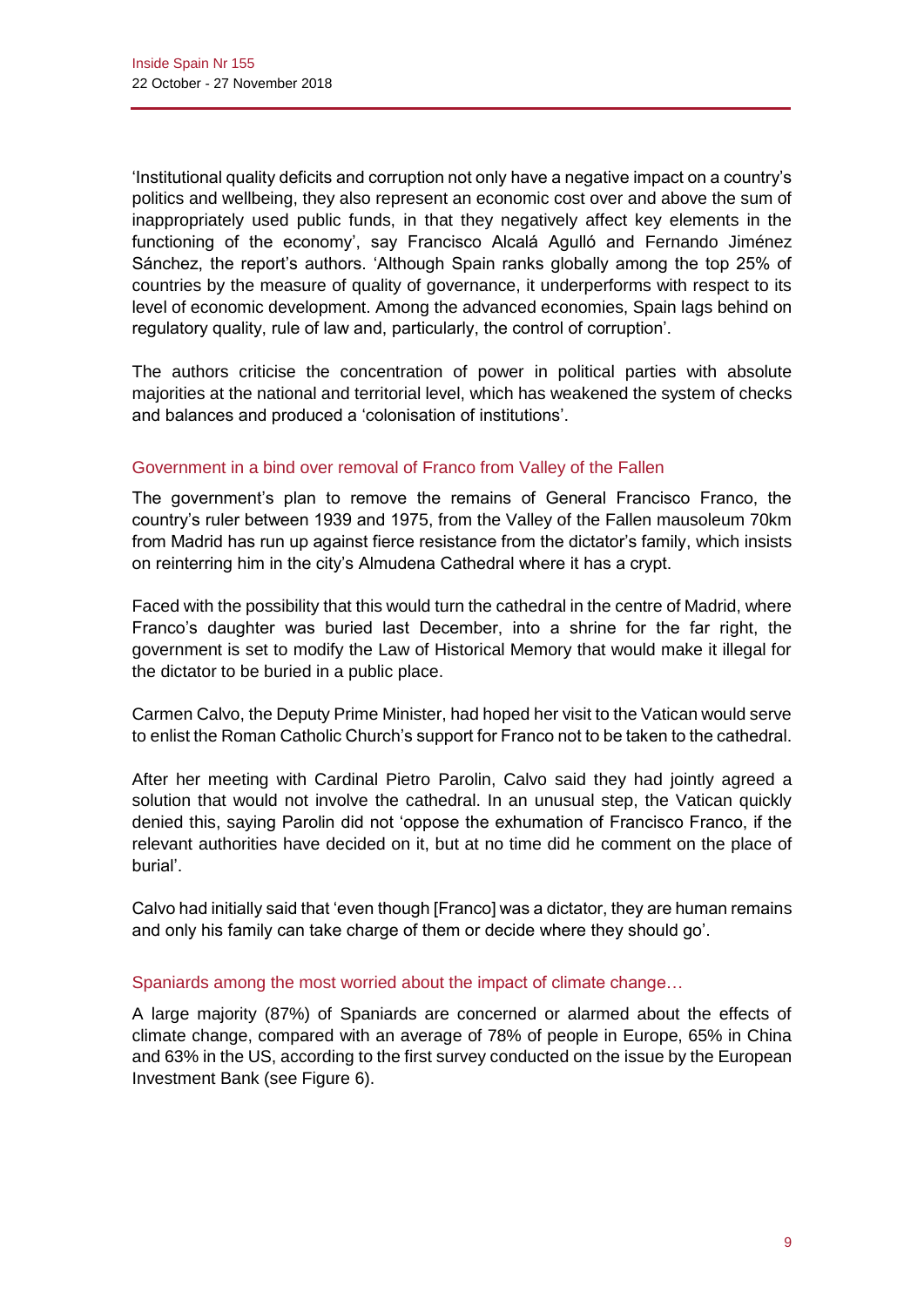'Institutional quality deficits and corruption not only have a negative impact on a country's politics and wellbeing, they also represent an economic cost over and above the sum of inappropriately used public funds, in that they negatively affect key elements in the functioning of the economy', say Francisco Alcalá Agulló and Fernando Jiménez Sánchez, the report's authors. 'Although Spain ranks globally among the top 25% of countries by the measure of quality of governance, it underperforms with respect to its level of economic development. Among the advanced economies, Spain lags behind on regulatory quality, rule of law and, particularly, the control of corruption'.

The authors criticise the concentration of power in political parties with absolute majorities at the national and territorial level, which has weakened the system of checks and balances and produced a 'colonisation of institutions'.

### Government in a bind over removal of Franco from Valley of the Fallen

The government's plan to remove the remains of General Francisco Franco, the country's ruler between 1939 and 1975, from the Valley of the Fallen mausoleum 70km from Madrid has run up against fierce resistance from the dictator's family, which insists on reinterring him in the city's Almudena Cathedral where it has a crypt.

Faced with the possibility that this would turn the cathedral in the centre of Madrid, where Franco's daughter was buried last December, into a shrine for the far right, the government is set to modify the Law of Historical Memory that would make it illegal for the dictator to be buried in a public place.

Carmen Calvo, the Deputy Prime Minister, had hoped her visit to the Vatican would serve to enlist the Roman Catholic Church's support for Franco not to be taken to the cathedral.

After her meeting with Cardinal Pietro Parolin, Calvo said they had jointly agreed a solution that would not involve the cathedral. In an unusual step, the Vatican quickly denied this, saying Parolin did not 'oppose the exhumation of Francisco Franco, if the relevant authorities have decided on it, but at no time did he comment on the place of burial'.

Calvo had initially said that 'even though [Franco] was a dictator, they are human remains and only his family can take charge of them or decide where they should go'.

### Spaniards among the most worried about the impact of climate change…

A large majority (87%) of Spaniards are concerned or alarmed about the effects of climate change, compared with an average of 78% of people in Europe, 65% in China and 63% in the US, according to the first survey conducted on the issue by the European Investment Bank (see Figure 6).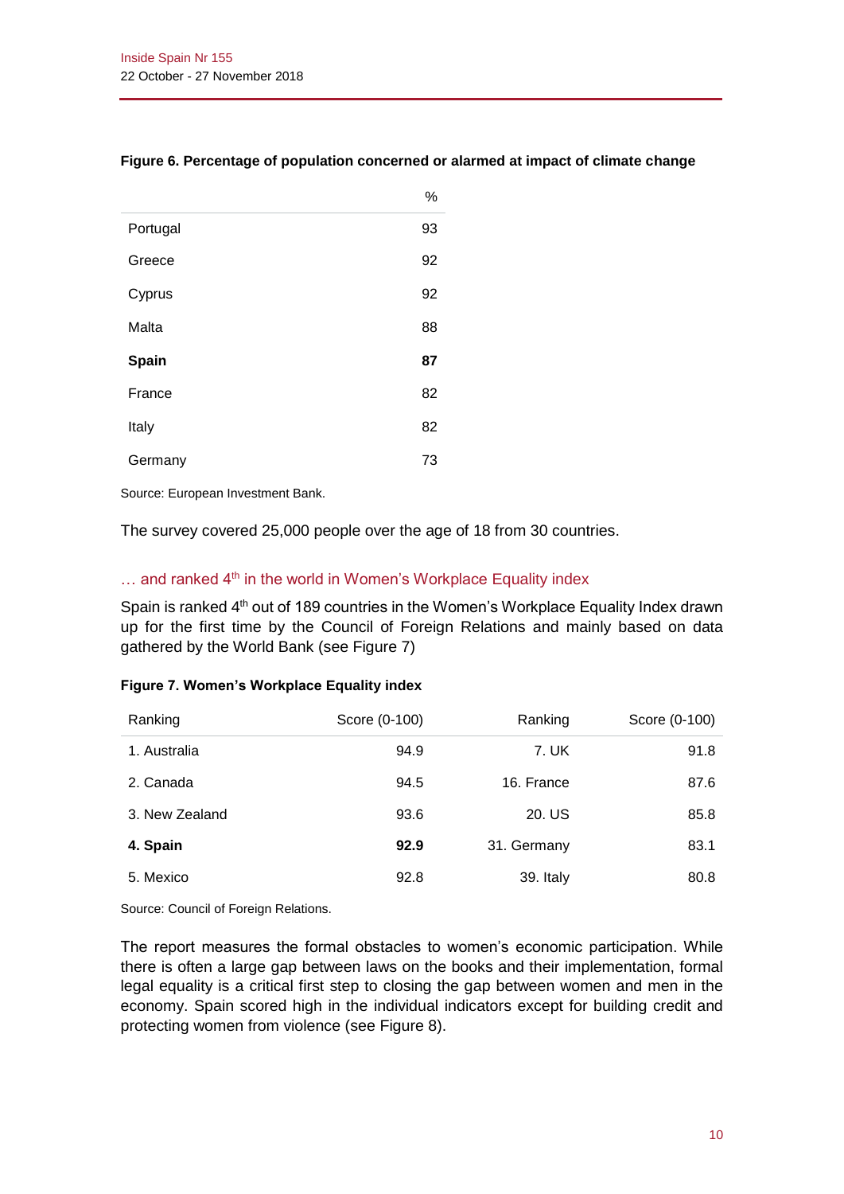**Figure 6. Percentage of population concerned or alarmed at impact of climate change**

| | % |
|---|---|
| Portugal | 93 |
| Greece | 92 |
| Cyprus | 92 |
| Malta | 88 |
| **Spain** | **87** |
| France | 82 |
| Italy | 82 |
| Germany | 73 |

Source: European Investment Bank.

The survey covered 25,000 people over the age of 18 from 30 countries.

### … and ranked 4th in the world in Women's Workplace Equality index

Spain is ranked 4th out of 189 countries in the Women's Workplace Equality Index drawn up for the first time by the Council of Foreign Relations and mainly based on data gathered by the World Bank (see Figure 7)

**Figure 7. Women's Workplace Equality index**

| Ranking | Score (0-100) | Ranking | Score (0-100) |
|---|---|---|---|
| 1. Australia | 94.9 | 7. UK | 91.8 |
| 2. Canada | 94.5 | 16. France | 87.6 |
| 3. New Zealand | 93.6 | 20. US | 85.8 |
| **4. Spain** | **92.9** | 31. Germany | 83.1 |
| 5. Mexico | 92.8 | 39. Italy | 80.8 |

Source: Council of Foreign Relations.

The report measures the formal obstacles to women's economic participation. While there is often a large gap between laws on the books and their implementation, formal legal equality is a critical first step to closing the gap between women and men in the economy. Spain scored high in the individual indicators except for building credit and protecting women from violence (see Figure 8).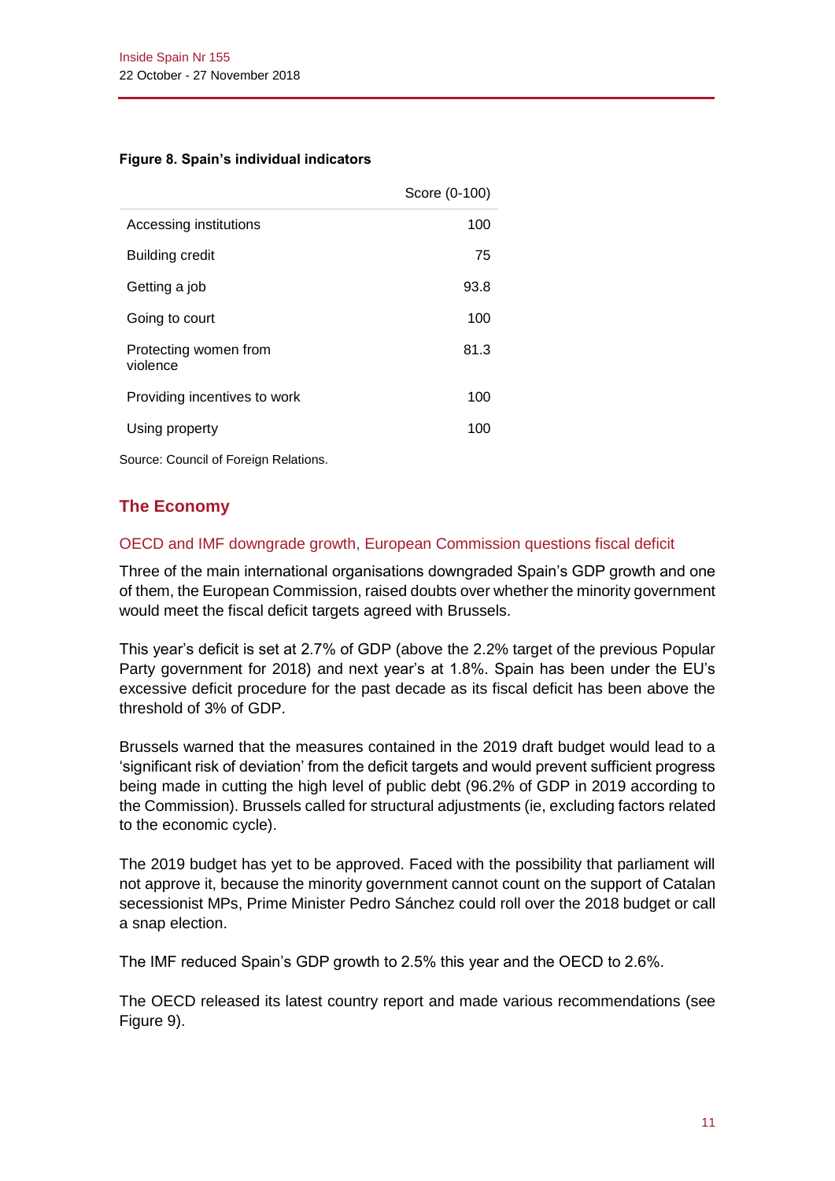**Figure 8. Spain's individual indicators**

| | Score (0-100) |
|---|---|
| Accessing institutions | 100 |
| Building credit | 75 |
| Getting a job | 93.8 |
| Going to court | 100 |
| Protecting women from violence | 81.3 |
| Providing incentives to work | 100 |
| Using property | 100 |

Source: Council of Foreign Relations.

## The Economy

### OECD and IMF downgrade growth, European Commission questions fiscal deficit

Three of the main international organisations downgraded Spain's GDP growth and one of them, the European Commission, raised doubts over whether the minority government would meet the fiscal deficit targets agreed with Brussels.

This year's deficit is set at 2.7% of GDP (above the 2.2% target of the previous Popular Party government for 2018) and next year's at 1.8%. Spain has been under the EU's excessive deficit procedure for the past decade as its fiscal deficit has been above the threshold of 3% of GDP.

Brussels warned that the measures contained in the 2019 draft budget would lead to a 'significant risk of deviation' from the deficit targets and would prevent sufficient progress being made in cutting the high level of public debt (96.2% of GDP in 2019 according to the Commission). Brussels called for structural adjustments (ie, excluding factors related to the economic cycle).

The 2019 budget has yet to be approved. Faced with the possibility that parliament will not approve it, because the minority government cannot count on the support of Catalan secessionist MPs, Prime Minister Pedro Sánchez could roll over the 2018 budget or call a snap election.

The IMF reduced Spain's GDP growth to 2.5% this year and the OECD to 2.6%.

The OECD released its latest country report and made various recommendations (see Figure 9).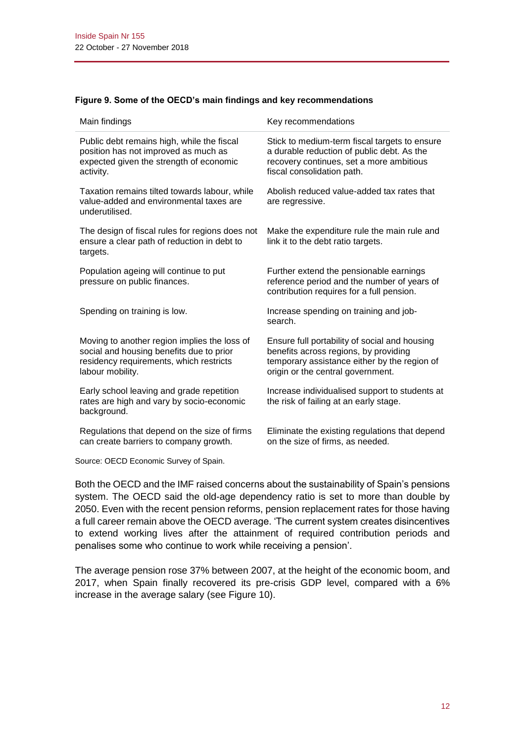**Figure 9. Some of the OECD's main findings and key recommendations**

| Main findings | Key recommendations |
|---|---|
| Public debt remains high, while the fiscal position has not improved as much as expected given the strength of economic activity. | Stick to medium-term fiscal targets to ensure a durable reduction of public debt. As the recovery continues, set a more ambitious fiscal consolidation path. |
| Taxation remains tilted towards labour, while value-added and environmental taxes are underutilised. | Abolish reduced value-added tax rates that are regressive. |
| The design of fiscal rules for regions does not ensure a clear path of reduction in debt to targets. | Make the expenditure rule the main rule and link it to the debt ratio targets. |
| Population ageing will continue to put pressure on public finances. | Further extend the pensionable earnings reference period and the number of years of contribution requires for a full pension. |
| Spending on training is low. | Increase spending on training and job-search. |
| Moving to another region implies the loss of social and housing benefits due to prior residency requirements, which restricts labour mobility. | Ensure full portability of social and housing benefits across regions, by providing temporary assistance either by the region of origin or the central government. |
| Early school leaving and grade repetition rates are high and vary by socio-economic background. | Increase individualised support to students at the risk of failing at an early stage. |
| Regulations that depend on the size of firms can create barriers to company growth. | Eliminate the existing regulations that depend on the size of firms, as needed. |

Source: OECD Economic Survey of Spain.

Both the OECD and the IMF raised concerns about the sustainability of Spain's pensions system. The OECD said the old-age dependency ratio is set to more than double by 2050. Even with the recent pension reforms, pension replacement rates for those having a full career remain above the OECD average. 'The current system creates disincentives to extend working lives after the attainment of required contribution periods and penalises some who continue to work while receiving a pension'.

The average pension rose 37% between 2007, at the height of the economic boom, and 2017, when Spain finally recovered its pre-crisis GDP level, compared with a 6% increase in the average salary (see Figure 10).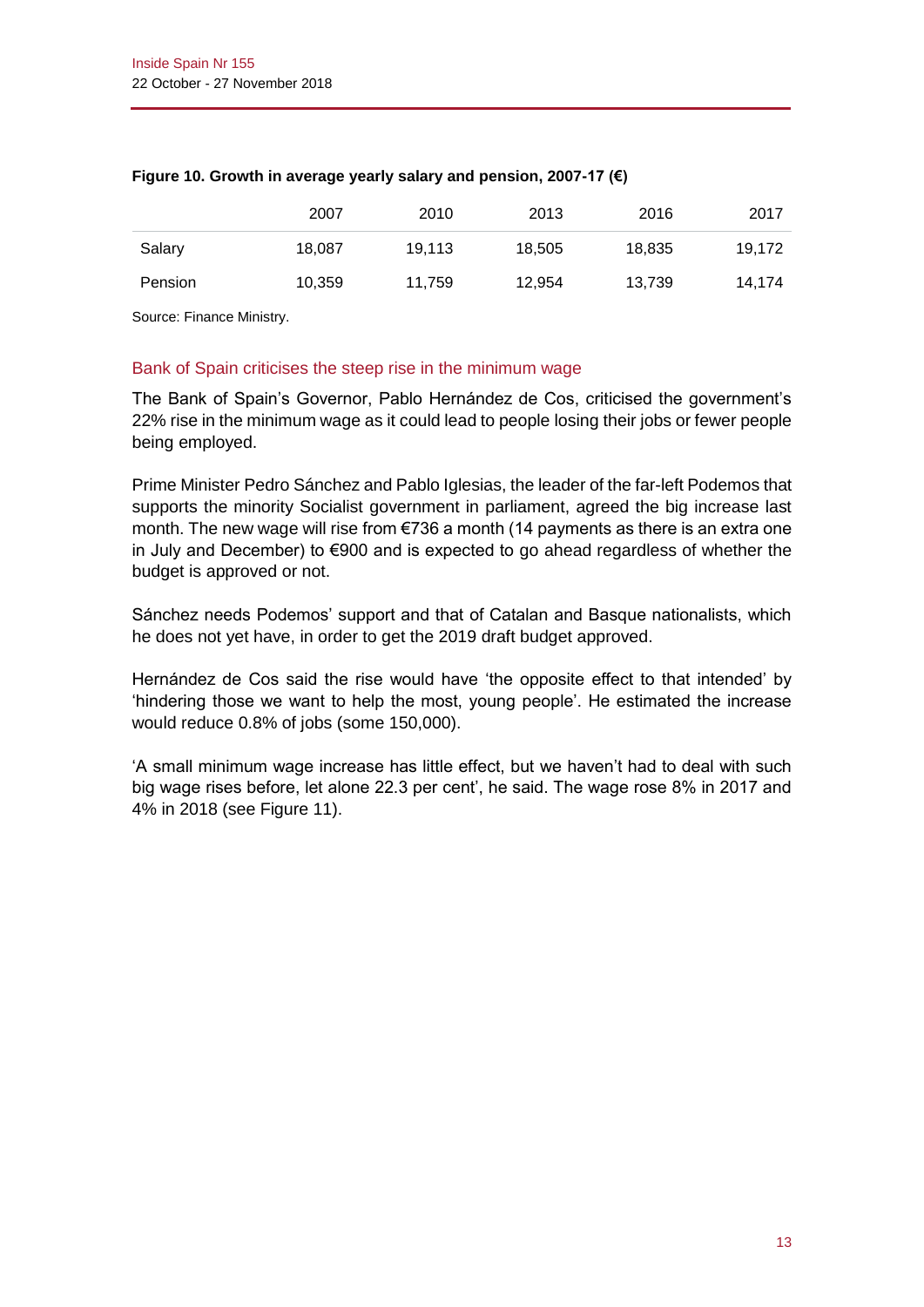**Figure 10. Growth in average yearly salary and pension, 2007-17 (€)**

| | 2007 | 2010 | 2013 | 2016 | 2017 |
|---|---|---|---|---|---|
| Salary | 18,087 | 19,113 | 18,505 | 18,835 | 19,172 |
| Pension | 10,359 | 11,759 | 12,954 | 13,739 | 14,174 |

Source: Finance Ministry.

## Bank of Spain criticises the steep rise in the minimum wage

The Bank of Spain's Governor, Pablo Hernández de Cos, criticised the government's 22% rise in the minimum wage as it could lead to people losing their jobs or fewer people being employed.

Prime Minister Pedro Sánchez and Pablo Iglesias, the leader of the far-left Podemos that supports the minority Socialist government in parliament, agreed the big increase last month. The new wage will rise from €736 a month (14 payments as there is an extra one in July and December) to €900 and is expected to go ahead regardless of whether the budget is approved or not.

Sánchez needs Podemos' support and that of Catalan and Basque nationalists, which he does not yet have, in order to get the 2019 draft budget approved.

Hernández de Cos said the rise would have 'the opposite effect to that intended' by 'hindering those we want to help the most, young people'. He estimated the increase would reduce 0.8% of jobs (some 150,000).

'A small minimum wage increase has little effect, but we haven't had to deal with such big wage rises before, let alone 22.3 per cent', he said. The wage rose 8% in 2017 and 4% in 2018 (see Figure 11).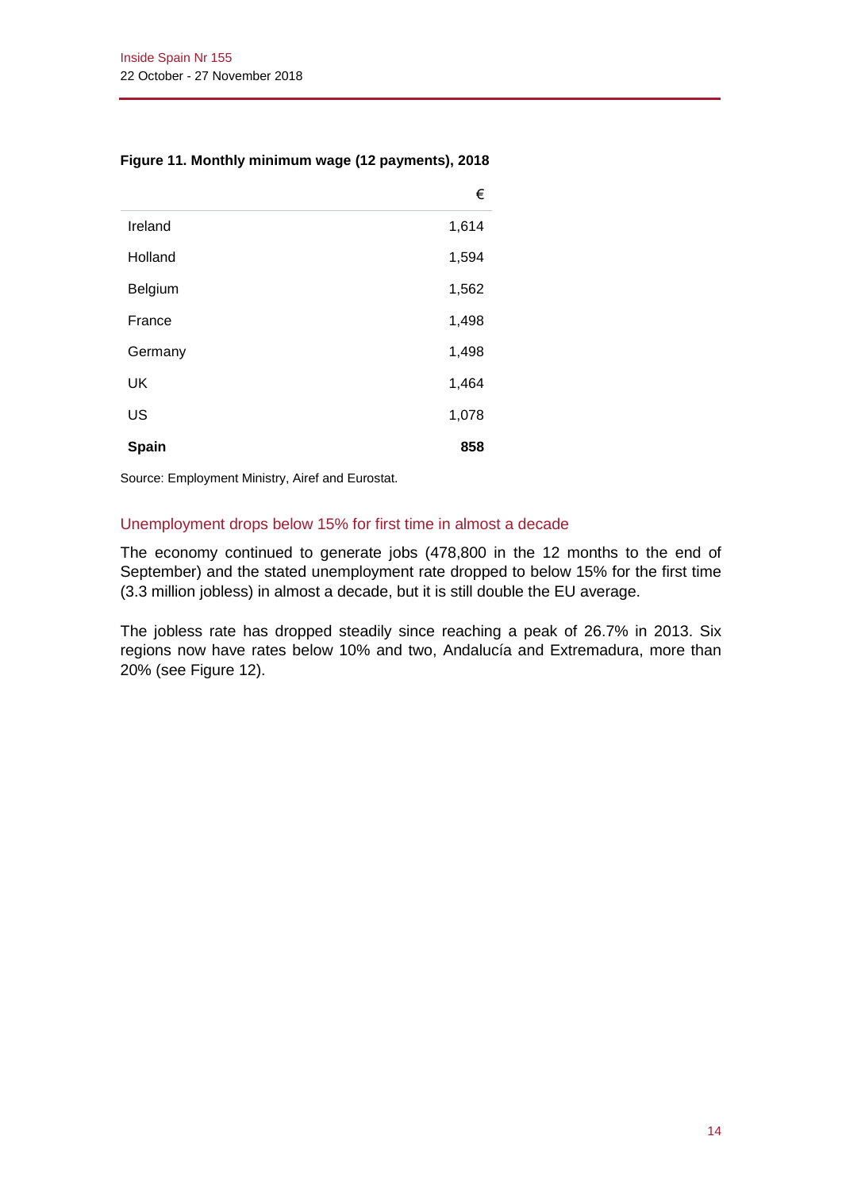**Figure 11. Monthly minimum wage (12 payments), 2018**

| | € |
|---|---|
| Ireland | 1,614 |
| Holland | 1,594 |
| Belgium | 1,562 |
| France | 1,498 |
| Germany | 1,498 |
| UK | 1,464 |
| US | 1,078 |
| **Spain** | **858** |

Source: Employment Ministry, Airef and Eurostat.

## Unemployment drops below 15% for first time in almost a decade

The economy continued to generate jobs (478,800 in the 12 months to the end of September) and the stated unemployment rate dropped to below 15% for the first time (3.3 million jobless) in almost a decade, but it is still double the EU average.

The jobless rate has dropped steadily since reaching a peak of 26.7% in 2013. Six regions now have rates below 10% and two, Andalucía and Extremadura, more than 20% (see Figure 12).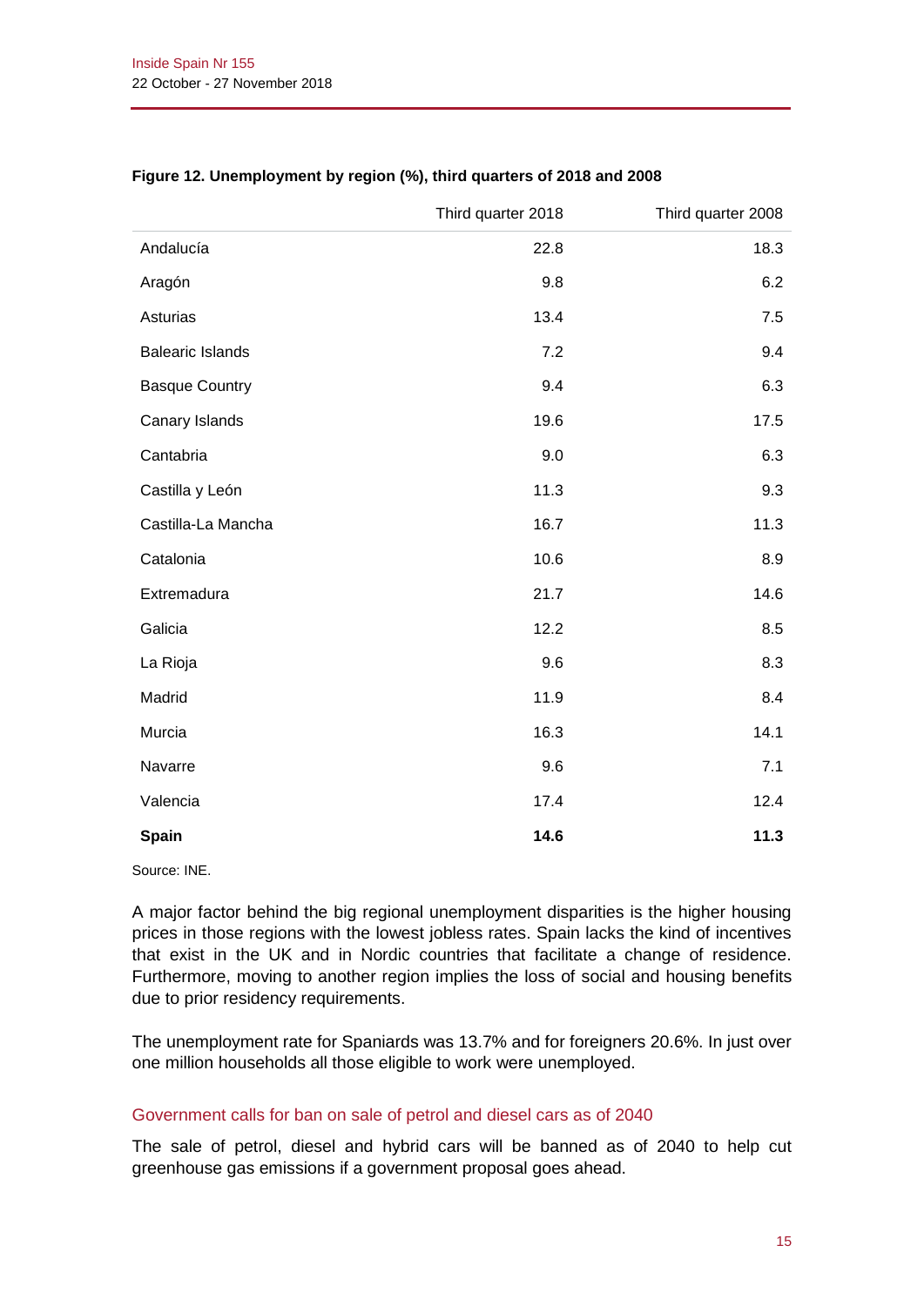**Figure 12. Unemployment by region (%), third quarters of 2018 and 2008**

| | Third quarter 2018 | Third quarter 2008 |
|---|---|---|
| Andalucía | 22.8 | 18.3 |
| Aragón | 9.8 | 6.2 |
| Asturias | 13.4 | 7.5 |
| Balearic Islands | 7.2 | 9.4 |
| Basque Country | 9.4 | 6.3 |
| Canary Islands | 19.6 | 17.5 |
| Cantabria | 9.0 | 6.3 |
| Castilla y León | 11.3 | 9.3 |
| Castilla-La Mancha | 16.7 | 11.3 |
| Catalonia | 10.6 | 8.9 |
| Extremadura | 21.7 | 14.6 |
| Galicia | 12.2 | 8.5 |
| La Rioja | 9.6 | 8.3 |
| Madrid | 11.9 | 8.4 |
| Murcia | 16.3 | 14.1 |
| Navarre | 9.6 | 7.1 |
| Valencia | 17.4 | 12.4 |
| **Spain** | **14.6** | **11.3** |

Source: INE.

A major factor behind the big regional unemployment disparities is the higher housing prices in those regions with the lowest jobless rates. Spain lacks the kind of incentives that exist in the UK and in Nordic countries that facilitate a change of residence. Furthermore, moving to another region implies the loss of social and housing benefits due to prior residency requirements.

The unemployment rate for Spaniards was 13.7% and for foreigners 20.6%. In just over one million households all those eligible to work were unemployed.

### Government calls for ban on sale of petrol and diesel cars as of 2040

The sale of petrol, diesel and hybrid cars will be banned as of 2040 to help cut greenhouse gas emissions if a government proposal goes ahead.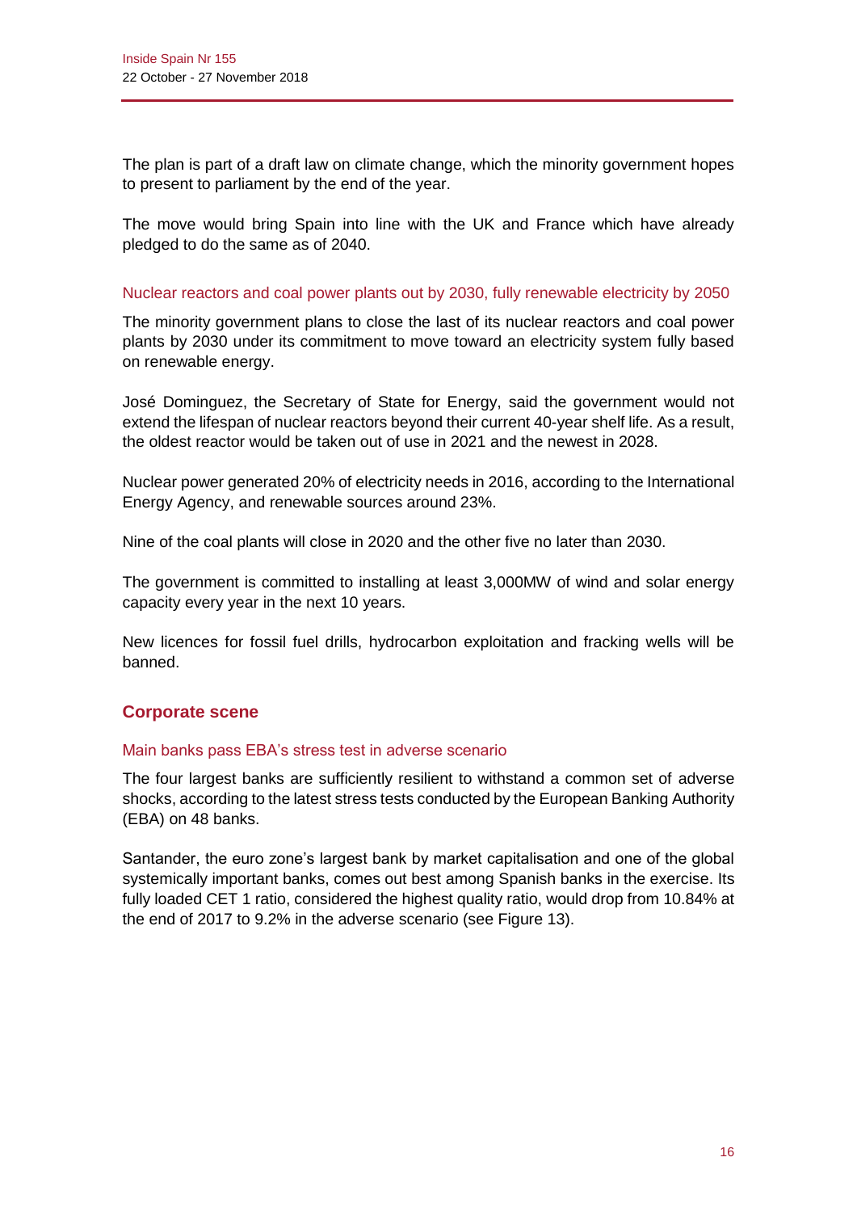The plan is part of a draft law on climate change, which the minority government hopes to present to parliament by the end of the year.

The move would bring Spain into line with the UK and France which have already pledged to do the same as of 2040.

### Nuclear reactors and coal power plants out by 2030, fully renewable electricity by 2050

The minority government plans to close the last of its nuclear reactors and coal power plants by 2030 under its commitment to move toward an electricity system fully based on renewable energy.

José Dominguez, the Secretary of State for Energy, said the government would not extend the lifespan of nuclear reactors beyond their current 40-year shelf life. As a result, the oldest reactor would be taken out of use in 2021 and the newest in 2028.

Nuclear power generated 20% of electricity needs in 2016, according to the International Energy Agency, and renewable sources around 23%.

Nine of the coal plants will close in 2020 and the other five no later than 2030.

The government is committed to installing at least 3,000MW of wind and solar energy capacity every year in the next 10 years.

New licences for fossil fuel drills, hydrocarbon exploitation and fracking wells will be banned.

## Corporate scene

### Main banks pass EBA's stress test in adverse scenario

The four largest banks are sufficiently resilient to withstand a common set of adverse shocks, according to the latest stress tests conducted by the European Banking Authority (EBA) on 48 banks.

Santander, the euro zone's largest bank by market capitalisation and one of the global systemically important banks, comes out best among Spanish banks in the exercise. Its fully loaded CET 1 ratio, considered the highest quality ratio, would drop from 10.84% at the end of 2017 to 9.2% in the adverse scenario (see Figure 13).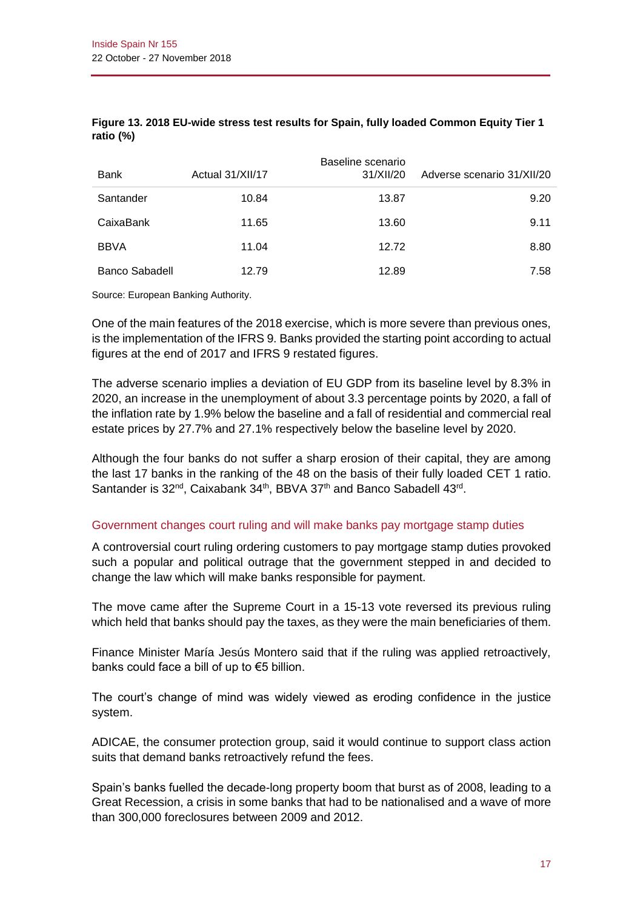**Figure 13. 2018 EU-wide stress test results for Spain, fully loaded Common Equity Tier 1 ratio (%)**

| Bank | Actual 31/XII/17 | Baseline scenario 31/XII/20 | Adverse scenario 31/XII/20 |
|---|---|---|---|
| Santander | 10.84 | 13.87 | 9.20 |
| CaixaBank | 11.65 | 13.60 | 9.11 |
| BBVA | 11.04 | 12.72 | 8.80 |
| Banco Sabadell | 12.79 | 12.89 | 7.58 |

Source: European Banking Authority.

One of the main features of the 2018 exercise, which is more severe than previous ones, is the implementation of the IFRS 9. Banks provided the starting point according to actual figures at the end of 2017 and IFRS 9 restated figures.

The adverse scenario implies a deviation of EU GDP from its baseline level by 8.3% in 2020, an increase in the unemployment of about 3.3 percentage points by 2020, a fall of the inflation rate by 1.9% below the baseline and a fall of residential and commercial real estate prices by 27.7% and 27.1% respectively below the baseline level by 2020.

Although the four banks do not suffer a sharp erosion of their capital, they are among the last 17 banks in the ranking of the 48 on the basis of their fully loaded CET 1 ratio. Santander is 32nd, Caixabank 34th, BBVA 37th and Banco Sabadell 43rd.

## Government changes court ruling and will make banks pay mortgage stamp duties

A controversial court ruling ordering customers to pay mortgage stamp duties provoked such a popular and political outrage that the government stepped in and decided to change the law which will make banks responsible for payment.

The move came after the Supreme Court in a 15-13 vote reversed its previous ruling which held that banks should pay the taxes, as they were the main beneficiaries of them.

Finance Minister María Jesús Montero said that if the ruling was applied retroactively, banks could face a bill of up to €5 billion.

The court's change of mind was widely viewed as eroding confidence in the justice system.

ADICAE, the consumer protection group, said it would continue to support class action suits that demand banks retroactively refund the fees.

Spain's banks fuelled the decade-long property boom that burst as of 2008, leading to a Great Recession, a crisis in some banks that had to be nationalised and a wave of more than 300,000 foreclosures between 2009 and 2012.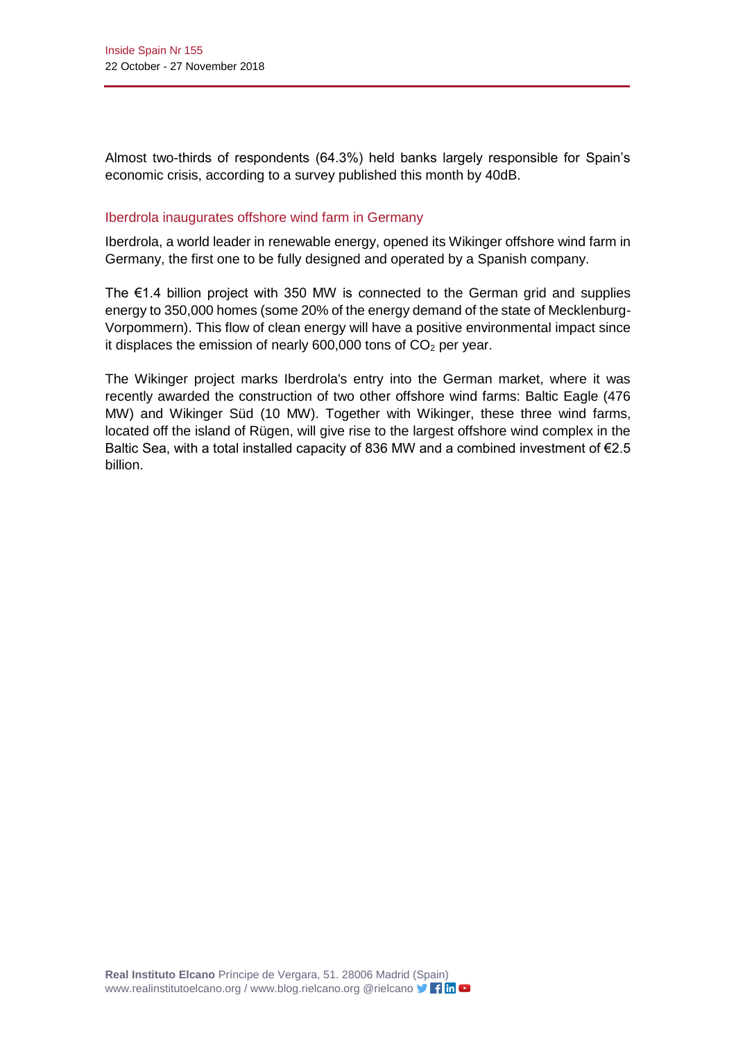Almost two-thirds of respondents (64.3%) held banks largely responsible for Spain's economic crisis, according to a survey published this month by 40dB.

### Iberdrola inaugurates offshore wind farm in Germany

Iberdrola, a world leader in renewable energy, opened its Wikinger offshore wind farm in Germany, the first one to be fully designed and operated by a Spanish company.

The €1.4 billion project with 350 MW is connected to the German grid and supplies energy to 350,000 homes (some 20% of the energy demand of the state of Mecklenburg-Vorpommern). This flow of clean energy will have a positive environmental impact since it displaces the emission of nearly 600,000 tons of $CO_2$ per year.

The Wikinger project marks Iberdrola's entry into the German market, where it was recently awarded the construction of two other offshore wind farms: Baltic Eagle (476 MW) and Wikinger Süd (10 MW). Together with Wikinger, these three wind farms, located off the island of Rügen, will give rise to the largest offshore wind complex in the Baltic Sea, with a total installed capacity of 836 MW and a combined investment of €2.5 billion.